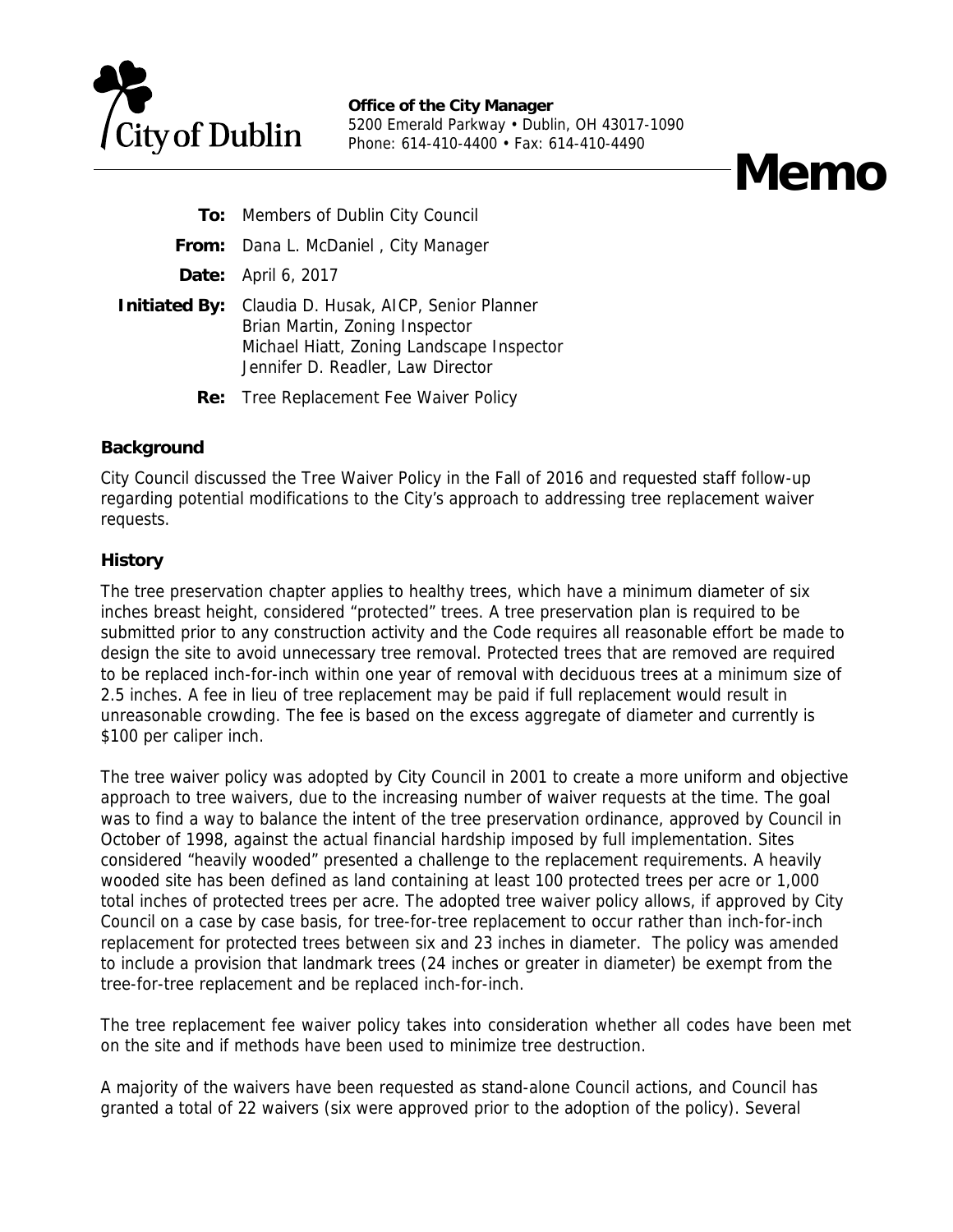City of Dublin

**Office of the City Manager**
5200 Emerald Parkway • Dublin, OH 43017-1090
Phone: 614-410-4400 • Fax: 614-410-4490

# Memo

**To:** Members of Dublin City Council

**From:** Dana L. McDaniel , City Manager

**Date:** April 6, 2017

**Initiated By:** Claudia D. Husak, AICP, Senior Planner
Brian Martin, Zoning Inspector
Michael Hiatt, Zoning Landscape Inspector
Jennifer D. Readler, Law Director

**Re:** Tree Replacement Fee Waiver Policy

## Background

City Council discussed the Tree Waiver Policy in the Fall of 2016 and requested staff follow-up regarding potential modifications to the City's approach to addressing tree replacement waiver requests.

## History

The tree preservation chapter applies to healthy trees, which have a minimum diameter of six inches breast height, considered "protected" trees. A tree preservation plan is required to be submitted prior to any construction activity and the Code requires all reasonable effort be made to design the site to avoid unnecessary tree removal. Protected trees that are removed are required to be replaced inch-for-inch within one year of removal with deciduous trees at a minimum size of 2.5 inches. A fee in lieu of tree replacement may be paid if full replacement would result in unreasonable crowding. The fee is based on the excess aggregate of diameter and currently is $100 per caliper inch.

The tree waiver policy was adopted by City Council in 2001 to create a more uniform and objective approach to tree waivers, due to the increasing number of waiver requests at the time. The goal was to find a way to balance the intent of the tree preservation ordinance, approved by Council in October of 1998, against the actual financial hardship imposed by full implementation. Sites considered "heavily wooded" presented a challenge to the replacement requirements. A heavily wooded site has been defined as land containing at least 100 protected trees per acre or 1,000 total inches of protected trees per acre. The adopted tree waiver policy allows, if approved by City Council on a case by case basis, for tree-for-tree replacement to occur rather than inch-for-inch replacement for protected trees between six and 23 inches in diameter. The policy was amended to include a provision that landmark trees (24 inches or greater in diameter) be exempt from the tree-for-tree replacement and be replaced inch-for-inch.

The tree replacement fee waiver policy takes into consideration whether all codes have been met on the site and if methods have been used to minimize tree destruction.

A majority of the waivers have been requested as stand-alone Council actions, and Council has granted a total of 22 waivers (six were approved prior to the adoption of the policy). Several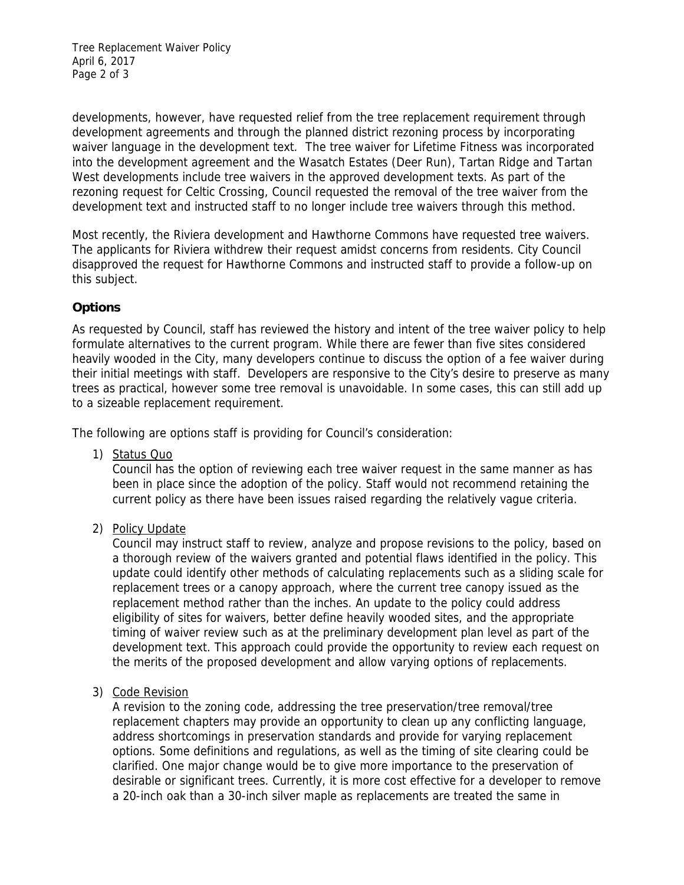developments, however, have requested relief from the tree replacement requirement through development agreements and through the planned district rezoning process by incorporating waiver language in the development text. The tree waiver for Lifetime Fitness was incorporated into the development agreement and the Wasatch Estates (Deer Run), Tartan Ridge and Tartan West developments include tree waivers in the approved development texts. As part of the rezoning request for Celtic Crossing, Council requested the removal of the tree waiver from the development text and instructed staff to no longer include tree waivers through this method.

Most recently, the Riviera development and Hawthorne Commons have requested tree waivers. The applicants for Riviera withdrew their request amidst concerns from residents. City Council disapproved the request for Hawthorne Commons and instructed staff to provide a follow-up on this subject.

## Options

As requested by Council, staff has reviewed the history and intent of the tree waiver policy to help formulate alternatives to the current program. While there are fewer than five sites considered heavily wooded in the City, many developers continue to discuss the option of a fee waiver during their initial meetings with staff. Developers are responsive to the City's desire to preserve as many trees as practical, however some tree removal is unavoidable. In some cases, this can still add up to a sizeable replacement requirement.

The following are options staff is providing for Council's consideration:

1) Status Quo
   Council has the option of reviewing each tree waiver request in the same manner as has been in place since the adoption of the policy. Staff would not recommend retaining the current policy as there have been issues raised regarding the relatively vague criteria.

2) Policy Update
   Council may instruct staff to review, analyze and propose revisions to the policy, based on a thorough review of the waivers granted and potential flaws identified in the policy. This update could identify other methods of calculating replacements such as a sliding scale for replacement trees or a canopy approach, where the current tree canopy issued as the replacement method rather than the inches. An update to the policy could address eligibility of sites for waivers, better define heavily wooded sites, and the appropriate timing of waiver review such as at the preliminary development plan level as part of the development text. This approach could provide the opportunity to review each request on the merits of the proposed development and allow varying options of replacements.

3) Code Revision
   A revision to the zoning code, addressing the tree preservation/tree removal/tree replacement chapters may provide an opportunity to clean up any conflicting language, address shortcomings in preservation standards and provide for varying replacement options. Some definitions and regulations, as well as the timing of site clearing could be clarified. One major change would be to give more importance to the preservation of desirable or significant trees. Currently, it is more cost effective for a developer to remove a 20-inch oak than a 30-inch silver maple as replacements are treated the same in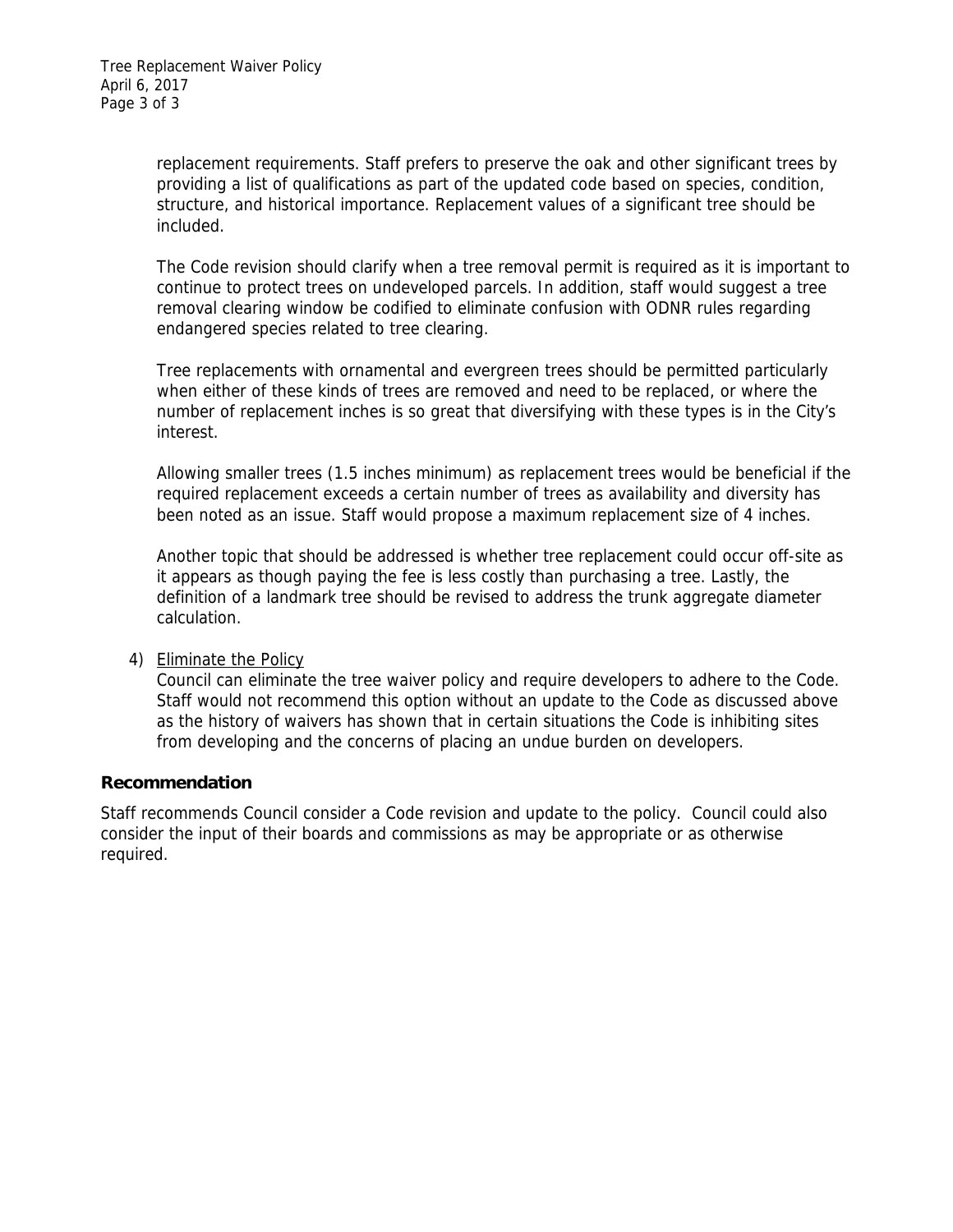replacement requirements. Staff prefers to preserve the oak and other significant trees by providing a list of qualifications as part of the updated code based on species, condition, structure, and historical importance. Replacement values of a significant tree should be included.

The Code revision should clarify when a tree removal permit is required as it is important to continue to protect trees on undeveloped parcels. In addition, staff would suggest a tree removal clearing window be codified to eliminate confusion with ODNR rules regarding endangered species related to tree clearing.

Tree replacements with ornamental and evergreen trees should be permitted particularly when either of these kinds of trees are removed and need to be replaced, or where the number of replacement inches is so great that diversifying with these types is in the City's interest.

Allowing smaller trees (1.5 inches minimum) as replacement trees would be beneficial if the required replacement exceeds a certain number of trees as availability and diversity has been noted as an issue. Staff would propose a maximum replacement size of 4 inches.

Another topic that should be addressed is whether tree replacement could occur off-site as it appears as though paying the fee is less costly than purchasing a tree. Lastly, the definition of a landmark tree should be revised to address the trunk aggregate diameter calculation.

4) Eliminate the Policy
   Council can eliminate the tree waiver policy and require developers to adhere to the Code. Staff would not recommend this option without an update to the Code as discussed above as the history of waivers has shown that in certain situations the Code is inhibiting sites from developing and the concerns of placing an undue burden on developers.

## Recommendation

Staff recommends Council consider a Code revision and update to the policy. Council could also consider the input of their boards and commissions as may be appropriate or as otherwise required.